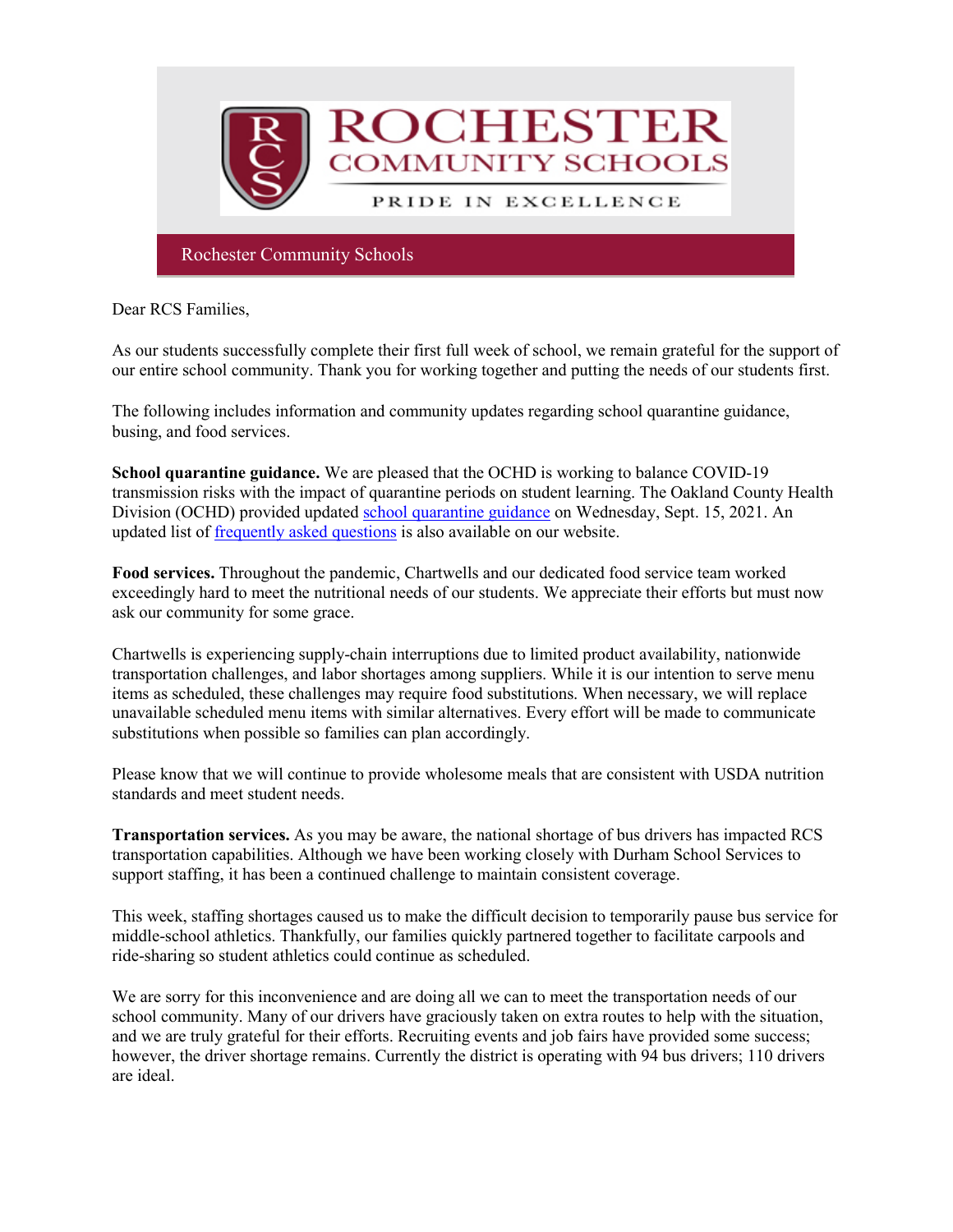# ROCHESTER COMMUNITY SCHOOLS

PRIDE IN EXCELLENCE

Rochester Community Schools

Dear RCS Families,

As our students successfully complete their first full week of school, we remain grateful for the support of our entire school community. Thank you for working together and putting the needs of our students first.

The following includes information and community updates regarding school quarantine guidance, busing, and food services.

**School quarantine guidance.** We are pleased that the OCHD is working to balance COVID-19 transmission risks with the impact of quarantine periods on student learning. The Oakland County Health Division (OCHD) provided updated school quarantine guidance on Wednesday, Sept. 15, 2021. An updated list of frequently asked questions is also available on our website.

**Food services.** Throughout the pandemic, Chartwells and our dedicated food service team worked exceedingly hard to meet the nutritional needs of our students. We appreciate their efforts but must now ask our community for some grace.

Chartwells is experiencing supply-chain interruptions due to limited product availability, nationwide transportation challenges, and labor shortages among suppliers. While it is our intention to serve menu items as scheduled, these challenges may require food substitutions. When necessary, we will replace unavailable scheduled menu items with similar alternatives. Every effort will be made to communicate substitutions when possible so families can plan accordingly.

Please know that we will continue to provide wholesome meals that are consistent with USDA nutrition standards and meet student needs.

**Transportation services.** As you may be aware, the national shortage of bus drivers has impacted RCS transportation capabilities. Although we have been working closely with Durham School Services to support staffing, it has been a continued challenge to maintain consistent coverage.

This week, staffing shortages caused us to make the difficult decision to temporarily pause bus service for middle-school athletics. Thankfully, our families quickly partnered together to facilitate carpools and ride-sharing so student athletics could continue as scheduled.

We are sorry for this inconvenience and are doing all we can to meet the transportation needs of our school community. Many of our drivers have graciously taken on extra routes to help with the situation, and we are truly grateful for their efforts. Recruiting events and job fairs have provided some success; however, the driver shortage remains. Currently the district is operating with 94 bus drivers; 110 drivers are ideal.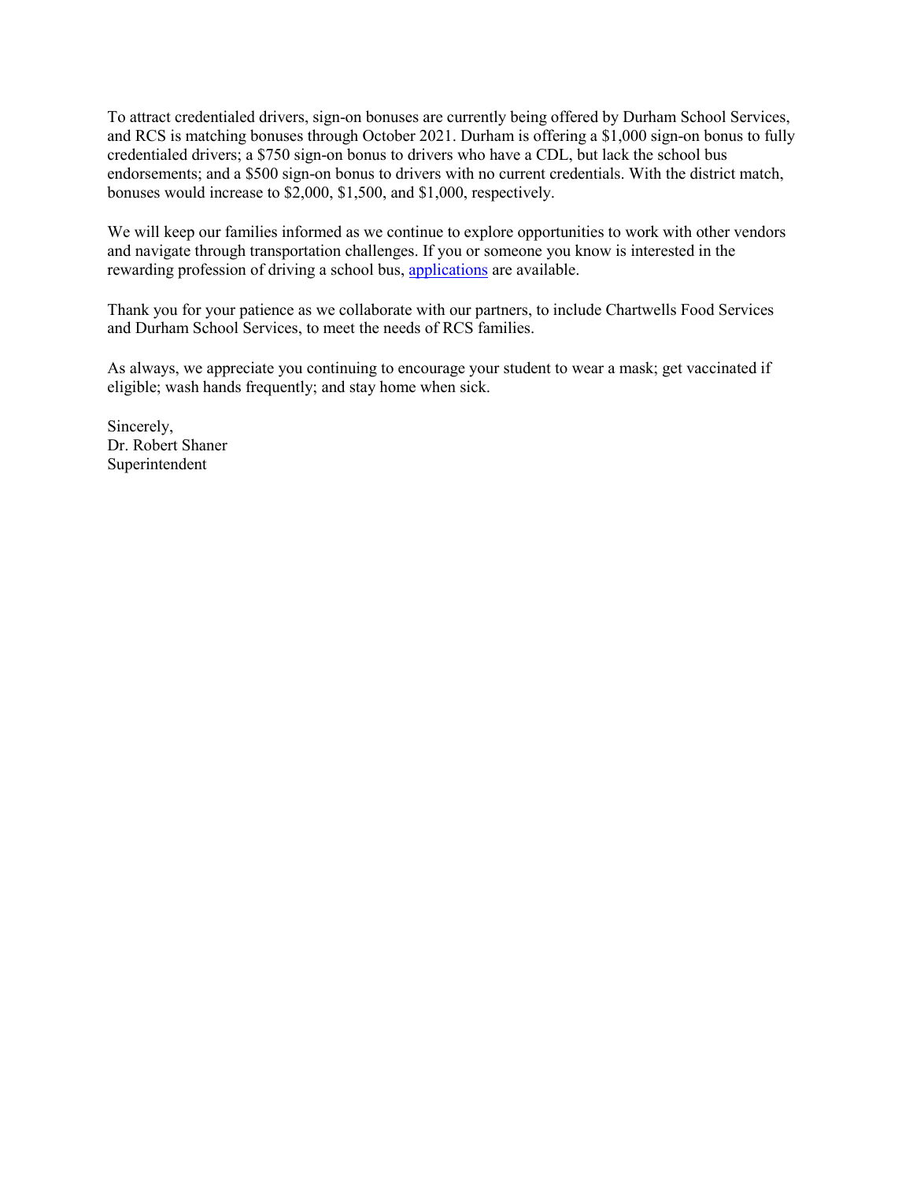To attract credentialed drivers, sign-on bonuses are currently being offered by Durham School Services, and RCS is matching bonuses through October 2021. Durham is offering a $1,000 sign-on bonus to fully credentialed drivers; a $750 sign-on bonus to drivers who have a CDL, but lack the school bus endorsements; and a $500 sign-on bonus to drivers with no current credentials. With the district match, bonuses would increase to $2,000, $1,500, and $1,000, respectively.

We will keep our families informed as we continue to explore opportunities to work with other vendors and navigate through transportation challenges. If you or someone you know is interested in the rewarding profession of driving a school bus, applications are available.

Thank you for your patience as we collaborate with our partners, to include Chartwells Food Services and Durham School Services, to meet the needs of RCS families.

As always, we appreciate you continuing to encourage your student to wear a mask; get vaccinated if eligible; wash hands frequently; and stay home when sick.

Sincerely,  
Dr. Robert Shaner  
Superintendent